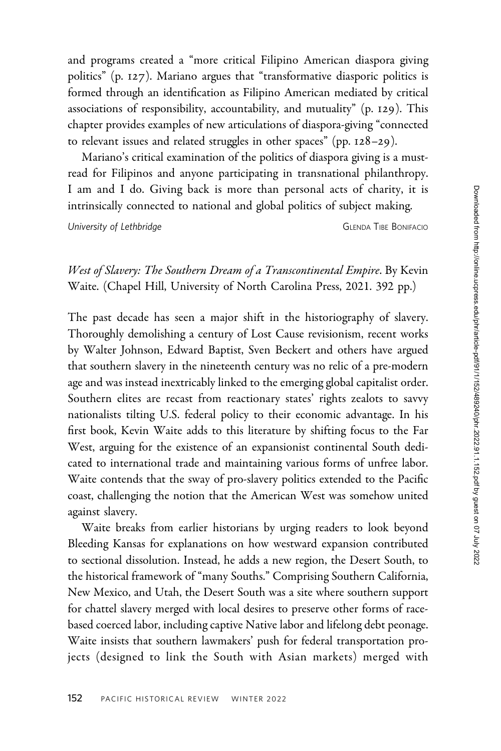and programs created a "more critical Filipino American diaspora giving politics" (p. 127). Mariano argues that "transformative diasporic politics is formed through an identification as Filipino American mediated by critical associations of responsibility, accountability, and mutuality" (p. 129). This chapter provides examples of new articulations of diaspora-giving "connected to relevant issues and related struggles in other spaces" (pp. 128–29).

Mariano's critical examination of the politics of diaspora giving is a must-read for Filipinos and anyone participating in transnational philanthropy. I am and I do. Giving back is more than personal acts of charity, it is intrinsically connected to national and global politics of subject making.

*University of Lethbridge* GLENDA TIBE BONIFACIO

*West of Slavery: The Southern Dream of a Transcontinental Empire*. By Kevin Waite. (Chapel Hill, University of North Carolina Press, 2021. 392 pp.)

The past decade has seen a major shift in the historiography of slavery. Thoroughly demolishing a century of Lost Cause revisionism, recent works by Walter Johnson, Edward Baptist, Sven Beckert and others have argued that southern slavery in the nineteenth century was no relic of a pre-modern age and was instead inextricably linked to the emerging global capitalist order. Southern elites are recast from reactionary states' rights zealots to savvy nationalists tilting U.S. federal policy to their economic advantage. In his first book, Kevin Waite adds to this literature by shifting focus to the Far West, arguing for the existence of an expansionist continental South dedicated to international trade and maintaining various forms of unfree labor. Waite contends that the sway of pro-slavery politics extended to the Pacific coast, challenging the notion that the American West was somehow united against slavery.

Waite breaks from earlier historians by urging readers to look beyond Bleeding Kansas for explanations on how westward expansion contributed to sectional dissolution. Instead, he adds a new region, the Desert South, to the historical framework of "many Souths." Comprising Southern California, New Mexico, and Utah, the Desert South was a site where southern support for chattel slavery merged with local desires to preserve other forms of race-based coerced labor, including captive Native labor and lifelong debt peonage. Waite insists that southern lawmakers' push for federal transportation projects (designed to link the South with Asian markets) merged with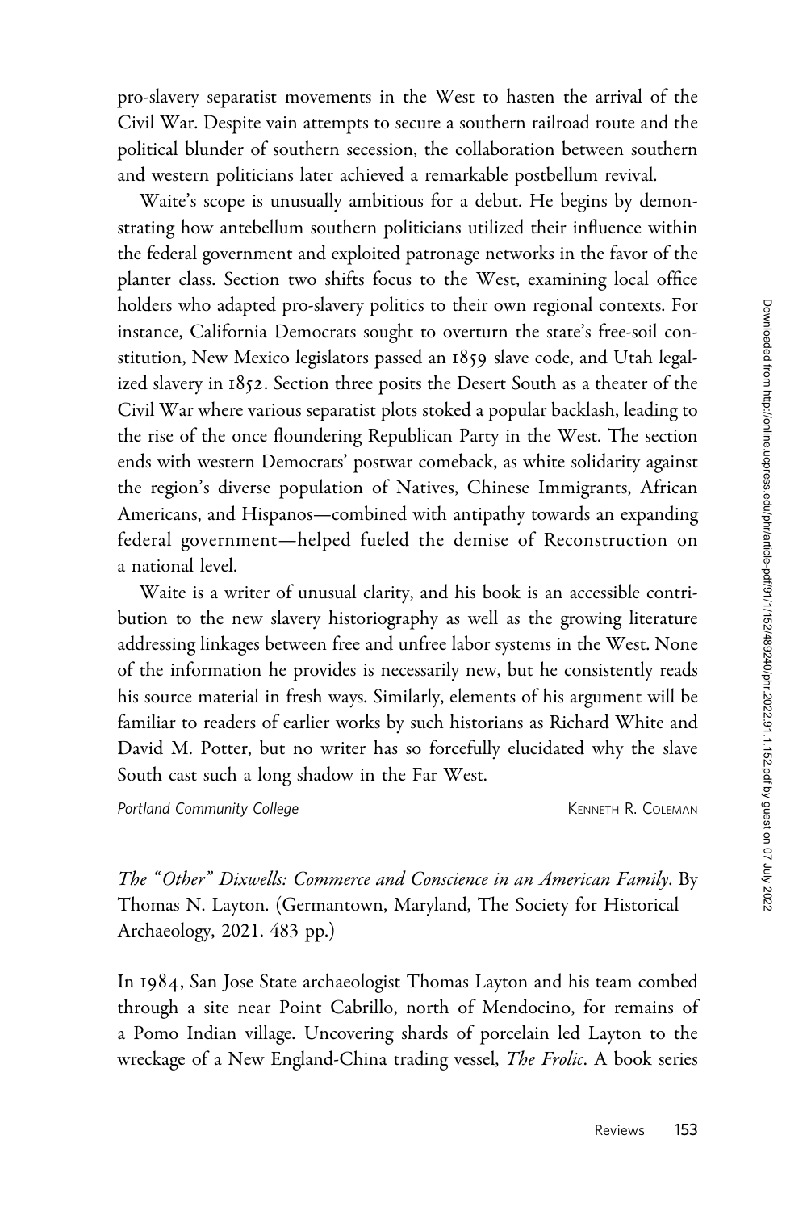pro-slavery separatist movements in the West to hasten the arrival of the Civil War. Despite vain attempts to secure a southern railroad route and the political blunder of southern secession, the collaboration between southern and western politicians later achieved a remarkable postbellum revival.

Waite's scope is unusually ambitious for a debut. He begins by demonstrating how antebellum southern politicians utilized their influence within the federal government and exploited patronage networks in the favor of the planter class. Section two shifts focus to the West, examining local office holders who adapted pro-slavery politics to their own regional contexts. For instance, California Democrats sought to overturn the state's free-soil constitution, New Mexico legislators passed an 1859 slave code, and Utah legalized slavery in 1852. Section three posits the Desert South as a theater of the Civil War where various separatist plots stoked a popular backlash, leading to the rise of the once floundering Republican Party in the West. The section ends with western Democrats' postwar comeback, as white solidarity against the region's diverse population of Natives, Chinese Immigrants, African Americans, and Hispanos—combined with antipathy towards an expanding federal government—helped fueled the demise of Reconstruction on a national level.

Waite is a writer of unusual clarity, and his book is an accessible contribution to the new slavery historiography as well as the growing literature addressing linkages between free and unfree labor systems in the West. None of the information he provides is necessarily new, but he consistently reads his source material in fresh ways. Similarly, elements of his argument will be familiar to readers of earlier works by such historians as Richard White and David M. Potter, but no writer has so forcefully elucidated why the slave South cast such a long shadow in the Far West.

*Portland Community College* KENNETH R. COLEMAN

*The "Other" Dixwells: Commerce and Conscience in an American Family*. By Thomas N. Layton. (Germantown, Maryland, The Society for Historical Archaeology, 2021. 483 pp.)

In 1984, San Jose State archaeologist Thomas Layton and his team combed through a site near Point Cabrillo, north of Mendocino, for remains of a Pomo Indian village. Uncovering shards of porcelain led Layton to the wreckage of a New England-China trading vessel, *The Frolic*. A book series